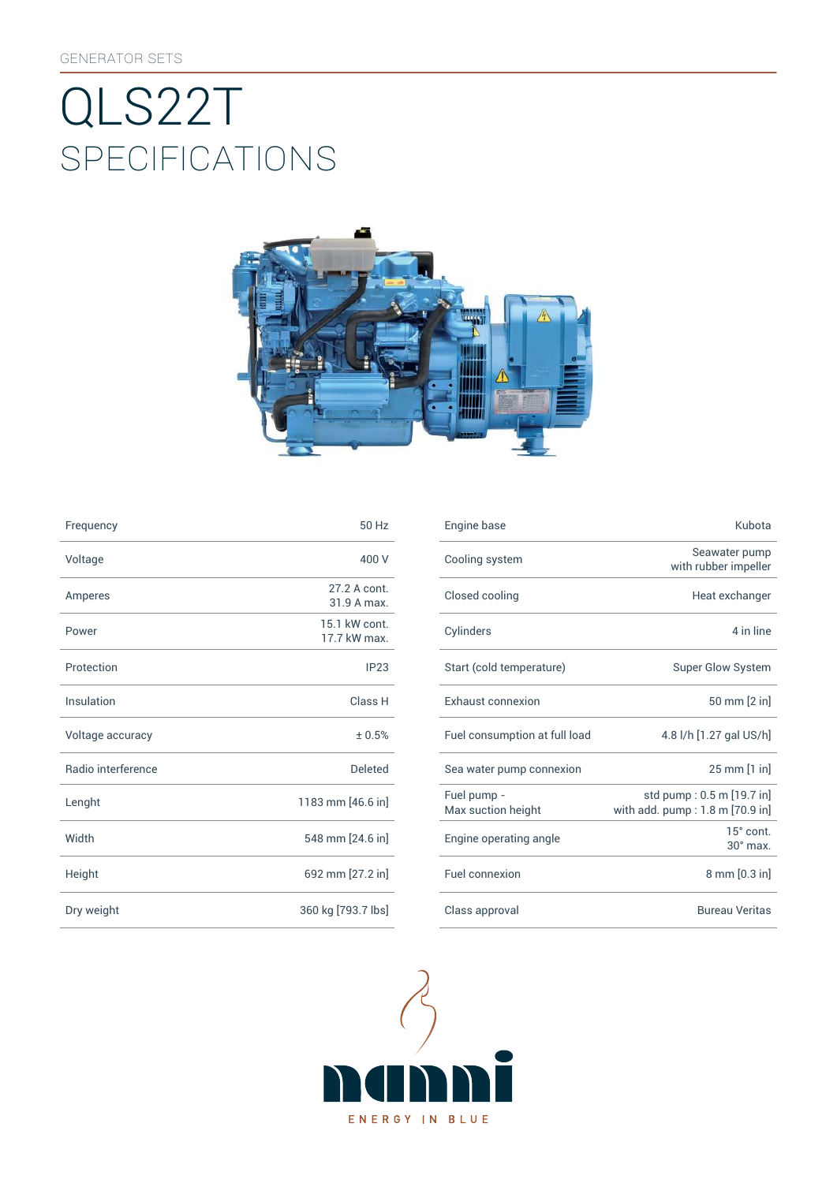GENERATOR SETS

# QLS22T
## SPECIFICATIONS

| | |
|---|---|
| Frequency | 50 Hz |
| Voltage | 400 V |
| Amperes | 27.2 A cont.<br>31.9 A max. |
| Power | 15.1 kW cont.<br>17.7 kW max. |
| Protection | IP23 |
| Insulation | Class H |
| Voltage accuracy | ± 0.5% |
| Radio interference | Deleted |
| Lenght | 1183 mm [46.6 in] |
| Width | 548 mm [24.6 in] |
| Height | 692 mm [27.2 in] |
| Dry weight | 360 kg [793.7 lbs] |

| | |
|---|---|
| Engine base | Kubota |
| Cooling system | Seawater pump<br>with rubber impeller |
| Closed cooling | Heat exchanger |
| Cylinders | 4 in line |
| Start (cold temperature) | Super Glow System |
| Exhaust connexion | 50 mm [2 in] |
| Fuel consumption at full load | 4.8 l/h [1.27 gal US/h] |
| Sea water pump connexion | 25 mm [1 in] |
| Fuel pump -<br>Max suction height | std pump : 0.5 m [19.7 in]<br>with add. pump : 1.8 m [70.9 in] |
| Engine operating angle | 15° cont.<br>30° max. |
| Fuel connexion | 8 mm [0.3 in] |
| Class approval | Bureau Veritas |

nanni

ENERGY IN BLUE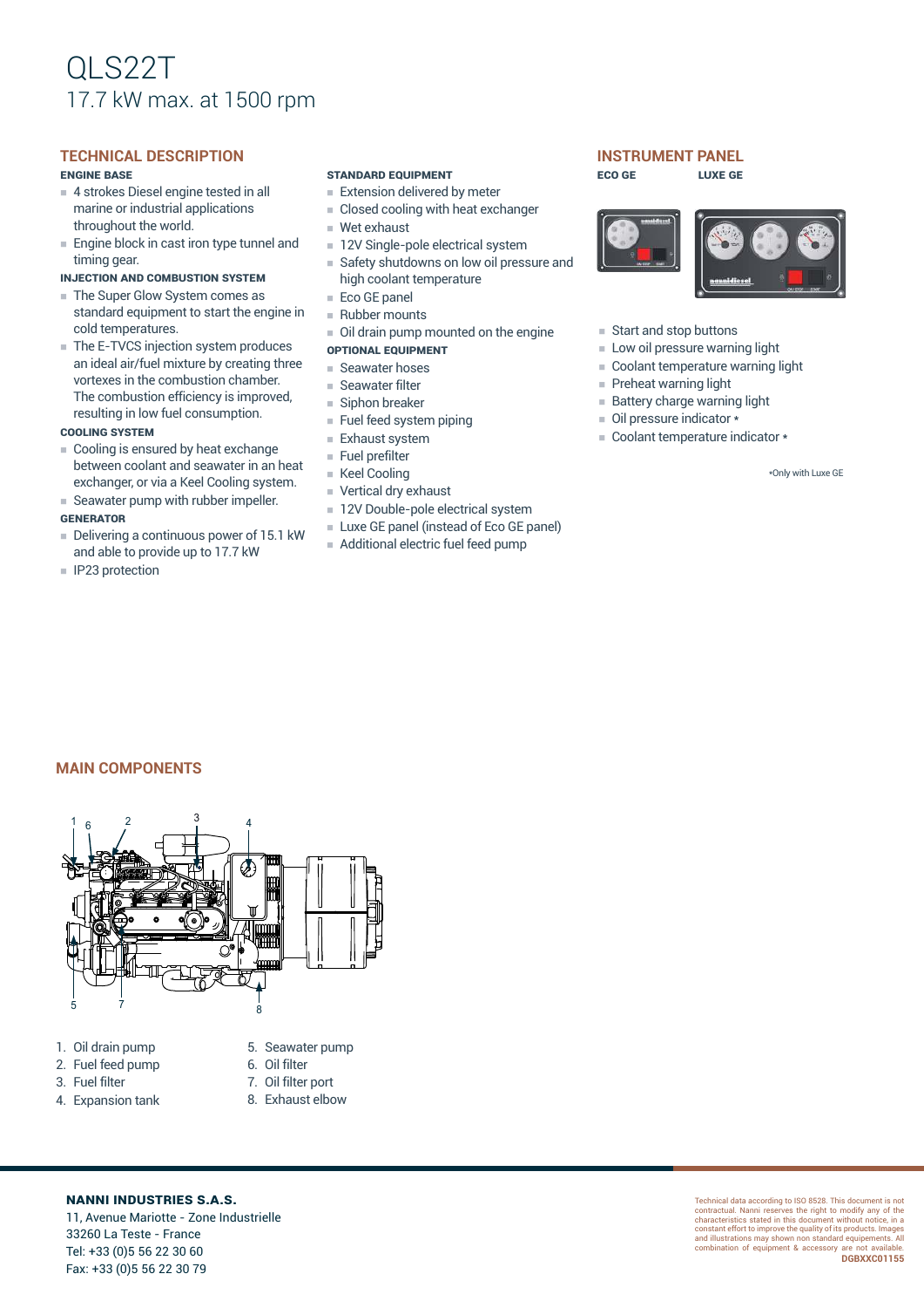# QLS22T

17.7 kW max. at 1500 rpm

## TECHNICAL DESCRIPTION

### ENGINE BASE

- 4 strokes Diesel engine tested in all marine or industrial applications throughout the world.
- Engine block in cast iron type tunnel and timing gear.

### INJECTION AND COMBUSTION SYSTEM

- The Super Glow System comes as standard equipment to start the engine in cold temperatures.
- The E-TVCS injection system produces an ideal air/fuel mixture by creating three vortexes in the combustion chamber. The combustion efficiency is improved, resulting in low fuel consumption.

### COOLING SYSTEM

- Cooling is ensured by heat exchange between coolant and seawater in an heat exchanger, or via a Keel Cooling system.
- Seawater pump with rubber impeller.

### GENERATOR

- Delivering a continuous power of 15.1 kW and able to provide up to 17.7 kW
- IP23 protection

### STANDARD EQUIPMENT

- Extension delivered by meter
- Closed cooling with heat exchanger
- Wet exhaust
- 12V Single-pole electrical system
- Safety shutdowns on low oil pressure and high coolant temperature
- Eco GE panel
- Rubber mounts
- Oil drain pump mounted on the engine

### OPTIONAL EQUIPMENT

- Seawater hoses
- Seawater filter
- Siphon breaker
- Fuel feed system piping
- Exhaust system
- Fuel prefilter
- Keel Cooling
- Vertical dry exhaust
- 12V Double-pole electrical system
- Luxe GE panel (instead of Eco GE panel)
- Additional electric fuel feed pump

## INSTRUMENT PANEL

ECO GE | LUXE GE

- Start and stop buttons
- Low oil pressure warning light
- Coolant temperature warning light
- Preheat warning light
- Battery charge warning light
- Oil pressure indicator *
- Coolant temperature indicator *

*Only with Luxe GE

## MAIN COMPONENTS

1 6 2 3 4 5 7 8

1. Oil drain pump
2. Fuel feed pump
3. Fuel filter
4. Expansion tank
5. Seawater pump
6. Oil filter
7. Oil filter port
8. Exhaust elbow

**NANNI INDUSTRIES S.A.S.**
11, Avenue Mariotte - Zone Industrielle
33260 La Teste - France
Tel: +33 (0)5 56 22 30 60
Fax: +33 (0)5 56 22 30 79

Technical data according to ISO 8528. This document is not contractual. Nanni reserves the right to modify any of the characteristics stated in this document without notice, in a constant effort to improve the quality of its products. Images and illustrations may shown non standard equipements. All combination of equipment & accessory are not available.
**DGBXXC01155**